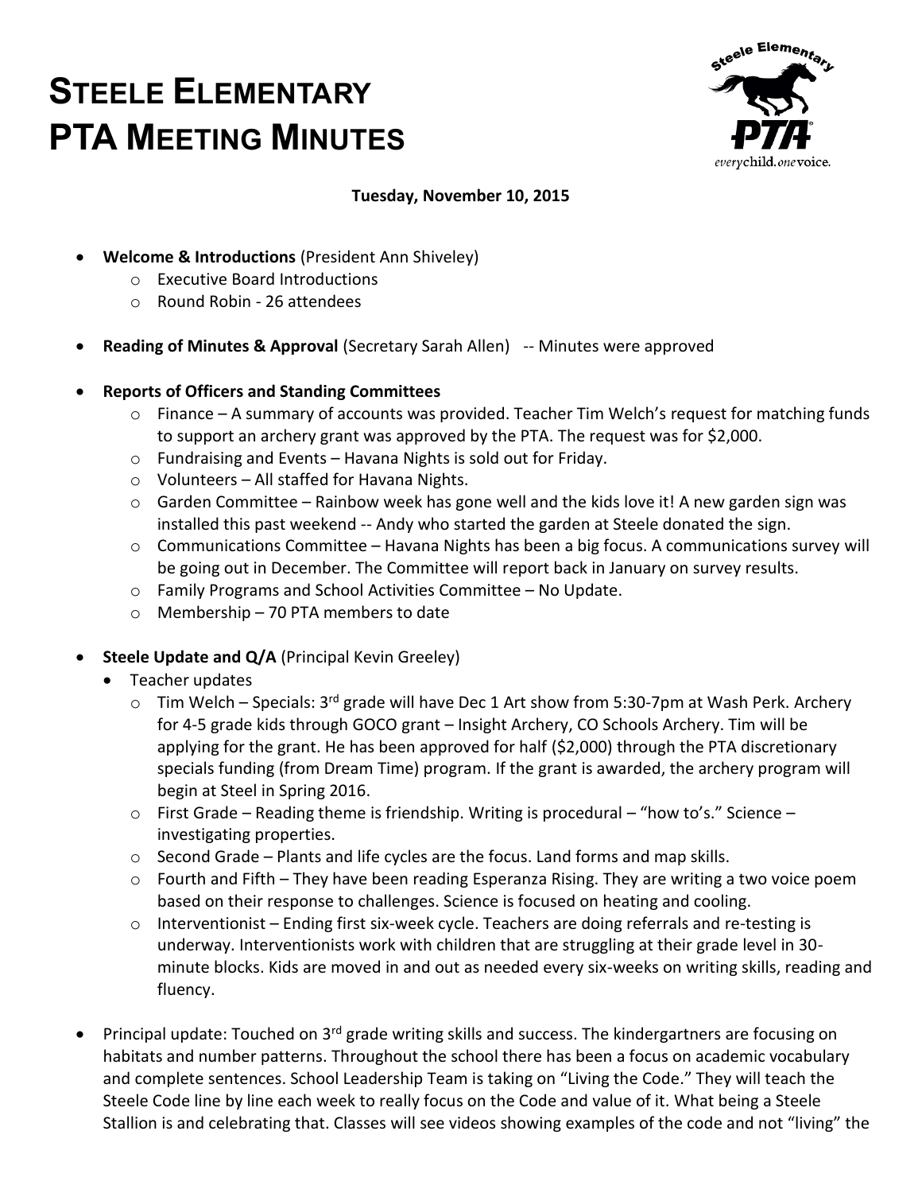# STEELE ELEMENTARY PTA MEETING MINUTES

**Tuesday, November 10, 2015**

- **Welcome & Introductions** (President Ann Shiveley)
  - Executive Board Introductions
  - Round Robin - 26 attendees

- **Reading of Minutes & Approval** (Secretary Sarah Allen) -- Minutes were approved

- **Reports of Officers and Standing Committees**
  - Finance – A summary of accounts was provided. Teacher Tim Welch's request for matching funds to support an archery grant was approved by the PTA. The request was for $2,000.
  - Fundraising and Events – Havana Nights is sold out for Friday.
  - Volunteers – All staffed for Havana Nights.
  - Garden Committee – Rainbow week has gone well and the kids love it! A new garden sign was installed this past weekend -- Andy who started the garden at Steele donated the sign.
  - Communications Committee – Havana Nights has been a big focus. A communications survey will be going out in December. The Committee will report back in January on survey results.
  - Family Programs and School Activities Committee – No Update.
  - Membership – 70 PTA members to date

- **Steele Update and Q/A** (Principal Kevin Greeley)
  - Teacher updates
    - Tim Welch – Specials: 3rd grade will have Dec 1 Art show from 5:30-7pm at Wash Perk. Archery for 4-5 grade kids through GOCO grant – Insight Archery, CO Schools Archery. Tim will be applying for the grant. He has been approved for half ($2,000) through the PTA discretionary specials funding (from Dream Time) program. If the grant is awarded, the archery program will begin at Steel in Spring 2016.
    - First Grade – Reading theme is friendship. Writing is procedural – "how to's." Science – investigating properties.
    - Second Grade – Plants and life cycles are the focus. Land forms and map skills.
    - Fourth and Fifth – They have been reading Esperanza Rising. They are writing a two voice poem based on their response to challenges. Science is focused on heating and cooling.
    - Interventionist – Ending first six-week cycle. Teachers are doing referrals and re-testing is underway. Interventionists work with children that are struggling at their grade level in 30-minute blocks. Kids are moved in and out as needed every six-weeks on writing skills, reading and fluency.

- Principal update: Touched on 3rd grade writing skills and success. The kindergartners are focusing on habitats and number patterns. Throughout the school there has been a focus on academic vocabulary and complete sentences. School Leadership Team is taking on "Living the Code." They will teach the Steele Code line by line each week to really focus on the Code and value of it. What being a Steele Stallion is and celebrating that. Classes will see videos showing examples of the code and not "living" the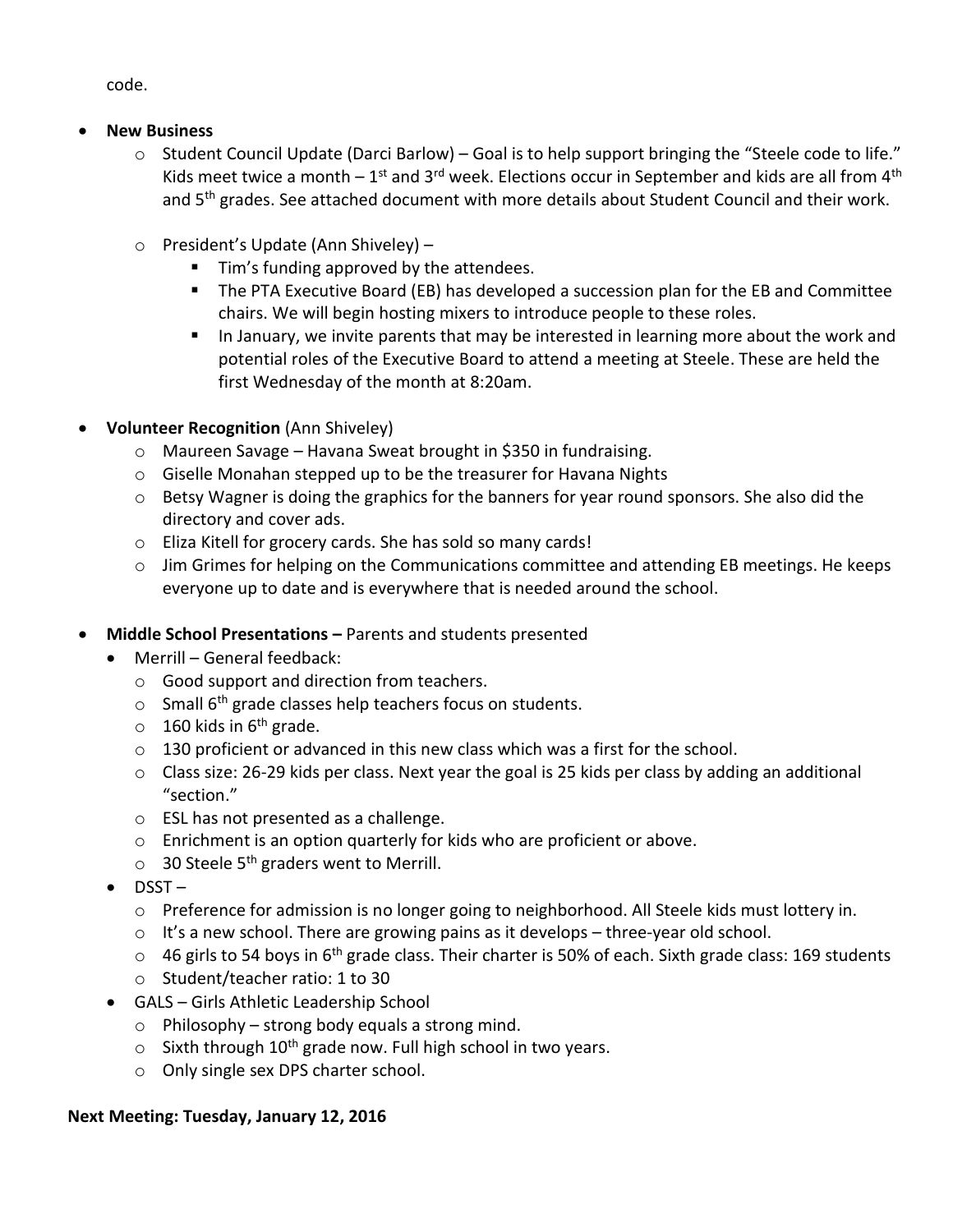code.

- **New Business**
  - Student Council Update (Darci Barlow) – Goal is to help support bringing the "Steele code to life." Kids meet twice a month – 1st and 3rd week. Elections occur in September and kids are all from 4th and 5th grades. See attached document with more details about Student Council and their work.
  - President's Update (Ann Shiveley) –
    - Tim's funding approved by the attendees.
    - The PTA Executive Board (EB) has developed a succession plan for the EB and Committee chairs. We will begin hosting mixers to introduce people to these roles.
    - In January, we invite parents that may be interested in learning more about the work and potential roles of the Executive Board to attend a meeting at Steele. These are held the first Wednesday of the month at 8:20am.

- **Volunteer Recognition** (Ann Shiveley)
  - Maureen Savage – Havana Sweat brought in $350 in fundraising.
  - Giselle Monahan stepped up to be the treasurer for Havana Nights
  - Betsy Wagner is doing the graphics for the banners for year round sponsors. She also did the directory and cover ads.
  - Eliza Kitell for grocery cards. She has sold so many cards!
  - Jim Grimes for helping on the Communications committee and attending EB meetings. He keeps everyone up to date and is everywhere that is needed around the school.

- **Middle School Presentations –** Parents and students presented
  - Merrill – General feedback:
    - Good support and direction from teachers.
    - Small 6th grade classes help teachers focus on students.
    - 160 kids in 6th grade.
    - 130 proficient or advanced in this new class which was a first for the school.
    - Class size: 26-29 kids per class. Next year the goal is 25 kids per class by adding an additional "section."
    - ESL has not presented as a challenge.
    - Enrichment is an option quarterly for kids who are proficient or above.
    - 30 Steele 5th graders went to Merrill.
  - DSST –
    - Preference for admission is no longer going to neighborhood. All Steele kids must lottery in.
    - It's a new school. There are growing pains as it develops – three-year old school.
    - 46 girls to 54 boys in 6th grade class. Their charter is 50% of each. Sixth grade class: 169 students
    - Student/teacher ratio: 1 to 30
  - GALS – Girls Athletic Leadership School
    - Philosophy – strong body equals a strong mind.
    - Sixth through 10th grade now. Full high school in two years.
    - Only single sex DPS charter school.

**Next Meeting: Tuesday, January 12, 2016**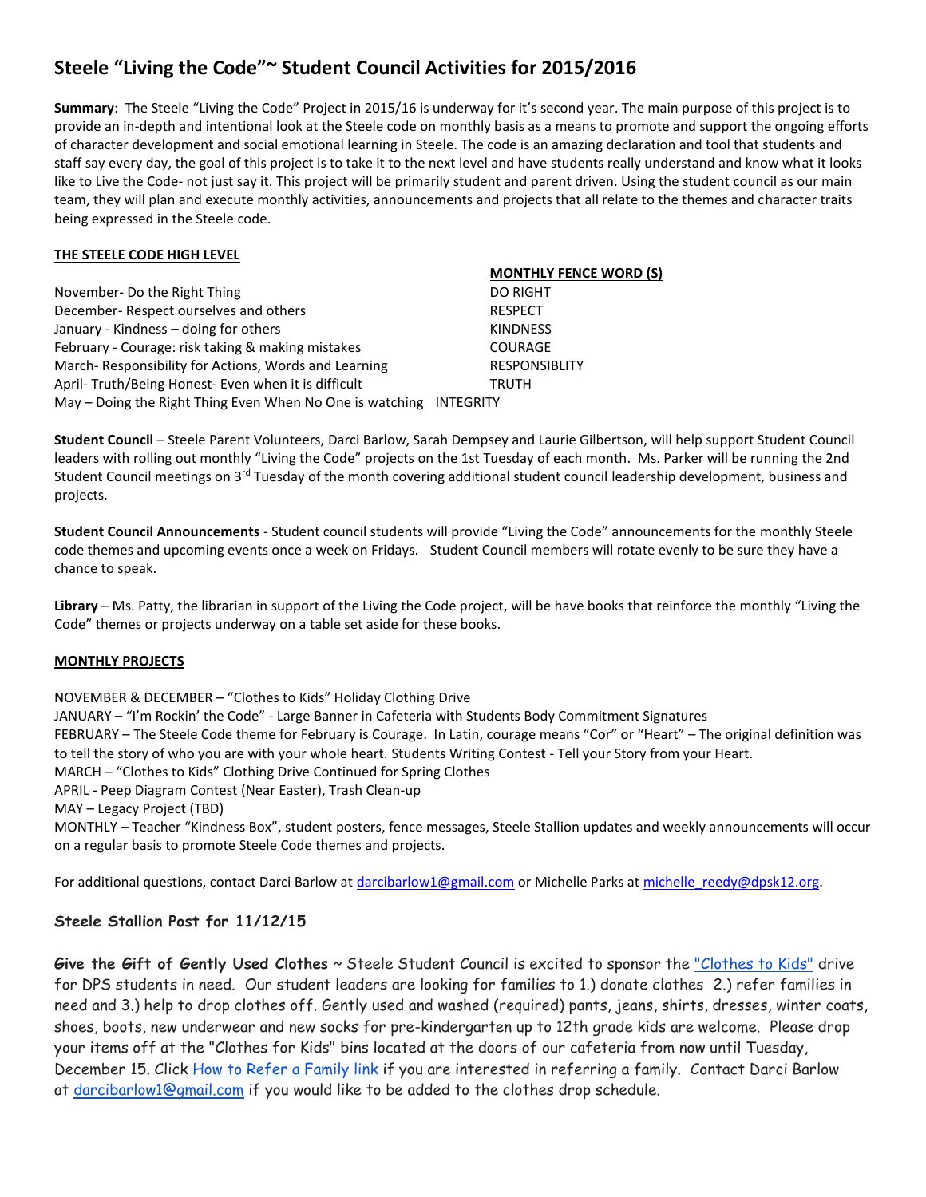# Steele "Living the Code"~ Student Council Activities for 2015/2016

**Summary**: The Steele "Living the Code" Project in 2015/16 is underway for it's second year. The main purpose of this project is to provide an in-depth and intentional look at the Steele code on monthly basis as a means to promote and support the ongoing efforts of character development and social emotional learning in Steele. The code is an amazing declaration and tool that students and staff say every day, the goal of this project is to take it to the next level and have students really understand and know what it looks like to Live the Code- not just say it. This project will be primarily student and parent driven. Using the student council as our main team, they will plan and execute monthly activities, announcements and projects that all relate to the themes and character traits being expressed in the Steele code.

**THE STEELE CODE HIGH LEVEL**

| | **MONTHLY FENCE WORD (S)** |
|---|---|
| November- Do the Right Thing | DO RIGHT |
| December- Respect ourselves and others | RESPECT |
| January - Kindness – doing for others | KINDNESS |
| February - Courage: risk taking & making mistakes | COURAGE |
| March- Responsibility for Actions, Words and Learning | RESPONSIBLITY |
| April- Truth/Being Honest- Even when it is difficult | TRUTH |
| May – Doing the Right Thing Even When No One is watching | INTEGRITY |

**Student Council** – Steele Parent Volunteers, Darci Barlow, Sarah Dempsey and Laurie Gilbertson, will help support Student Council leaders with rolling out monthly "Living the Code" projects on the 1st Tuesday of each month. Ms. Parker will be running the 2nd Student Council meetings on 3rd Tuesday of the month covering additional student council leadership development, business and projects.

**Student Council Announcements** - Student council students will provide "Living the Code" announcements for the monthly Steele code themes and upcoming events once a week on Fridays. Student Council members will rotate evenly to be sure they have a chance to speak.

**Library** – Ms. Patty, the librarian in support of the Living the Code project, will be have books that reinforce the monthly "Living the Code" themes or projects underway on a table set aside for these books.

**MONTHLY PROJECTS**

NOVEMBER & DECEMBER – "Clothes to Kids" Holiday Clothing Drive
JANUARY – "I'm Rockin' the Code" - Large Banner in Cafeteria with Students Body Commitment Signatures
FEBRUARY – The Steele Code theme for February is Courage. In Latin, courage means "Cor" or "Heart" – The original definition was to tell the story of who you are with your whole heart. Students Writing Contest - Tell your Story from your Heart.
MARCH – "Clothes to Kids" Clothing Drive Continued for Spring Clothes
APRIL - Peep Diagram Contest (Near Easter), Trash Clean-up
MAY – Legacy Project (TBD)
MONTHLY – Teacher "Kindness Box", student posters, fence messages, Steele Stallion updates and weekly announcements will occur on a regular basis to promote Steele Code themes and projects.

For additional questions, contact Darci Barlow at darcibarlow1@gmail.com or Michelle Parks at michelle_reedy@dpsk12.org.

## Steele Stallion Post for 11/12/15

**Give the Gift of Gently Used Clothes** ~ Steele Student Council is excited to sponsor the "Clothes to Kids" drive for DPS students in need. Our student leaders are looking for families to 1.) donate clothes 2.) refer families in need and 3.) help to drop clothes off. Gently used and washed (required) pants, jeans, shirts, dresses, winter coats, shoes, boots, new underwear and new socks for pre-kindergarten up to 12th grade kids are welcome. Please drop your items off at the "Clothes for Kids" bins located at the doors of our cafeteria from now until Tuesday, December 15. Click How to Refer a Family link if you are interested in referring a family. Contact Darci Barlow at darcibarlow1@gmail.com if you would like to be added to the clothes drop schedule.